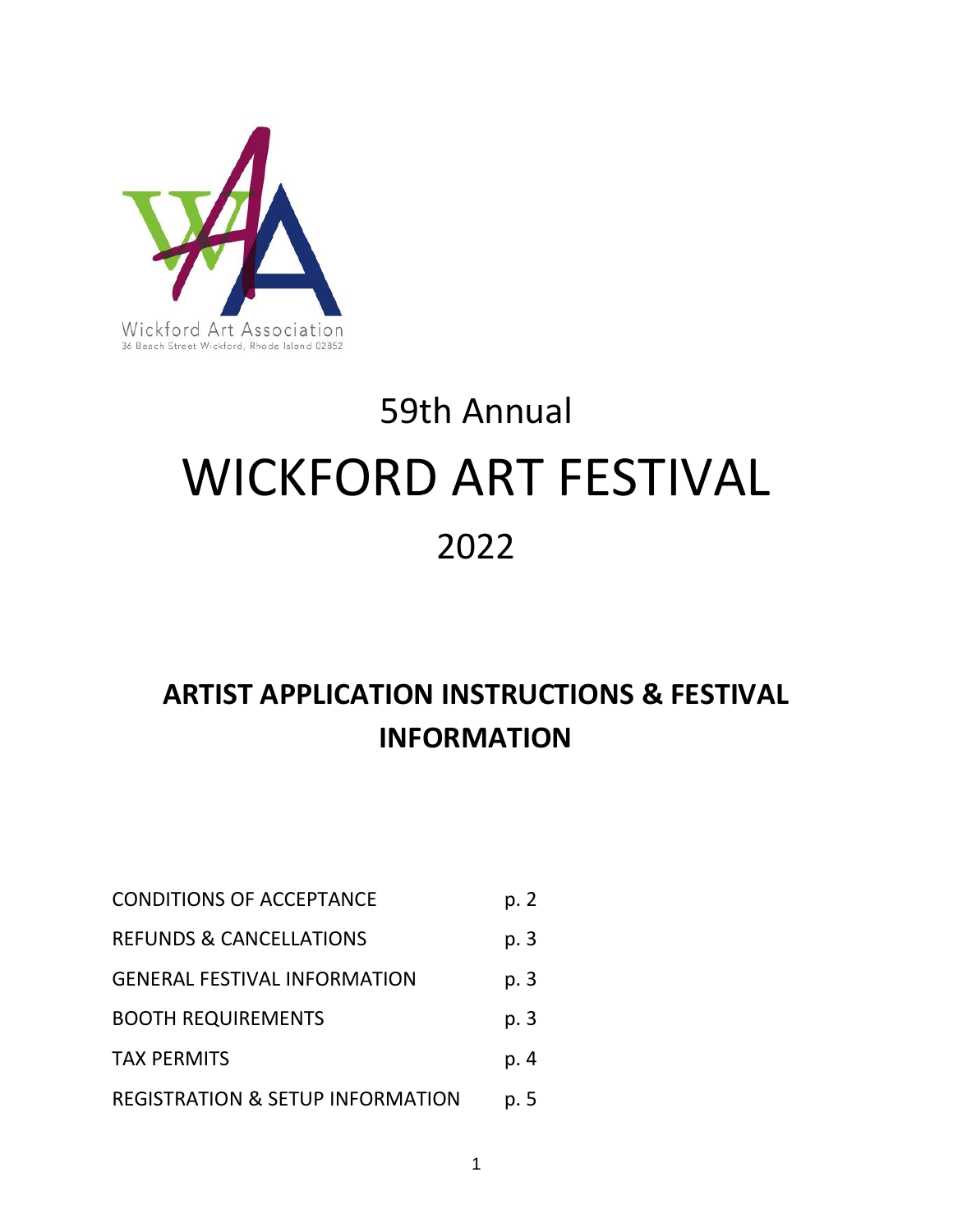Wickford Art Association
36 Beach Street Wickford, Rhode Island 02852

# 59th Annual

# WICKFORD ART FESTIVAL

# 2022

## ARTIST APPLICATION INSTRUCTIONS & FESTIVAL INFORMATION

| | |
|---|---|
| CONDITIONS OF ACCEPTANCE | p. 2 |
| REFUNDS & CANCELLATIONS | p. 3 |
| GENERAL FESTIVAL INFORMATION | p. 3 |
| BOOTH REQUIREMENTS | p. 3 |
| TAX PERMITS | p. 4 |
| REGISTRATION & SETUP INFORMATION | p. 5 |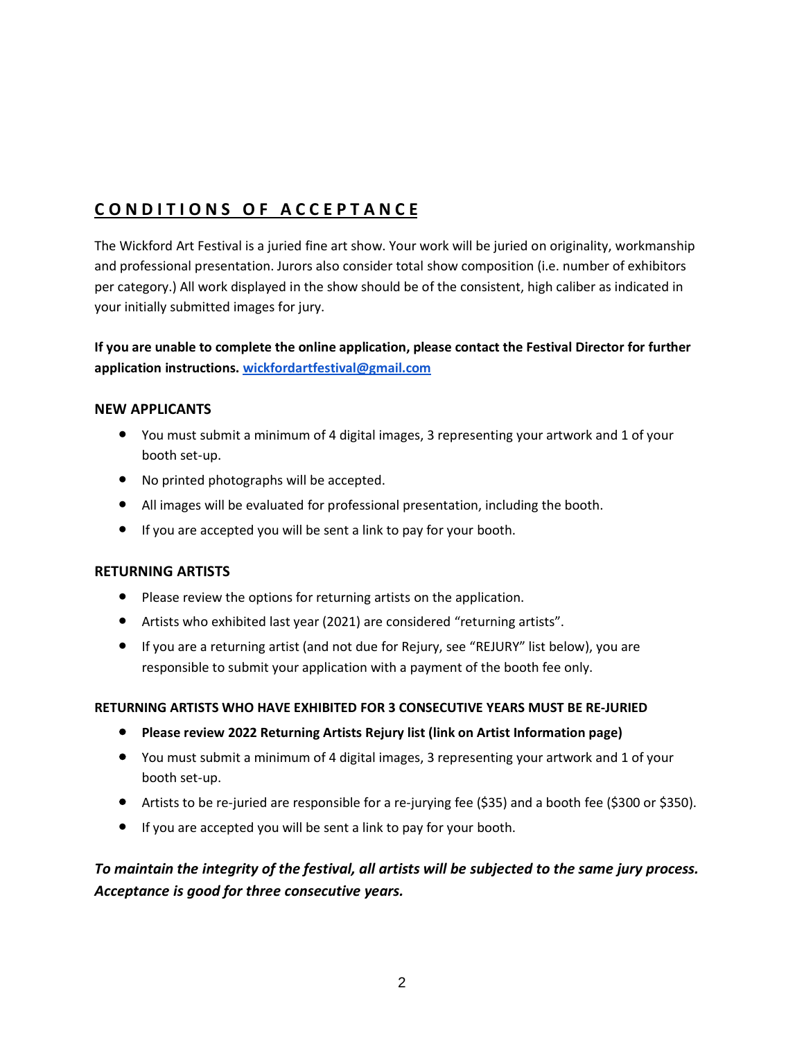## CONDITIONS OF ACCEPTANCE

The Wickford Art Festival is a juried fine art show. Your work will be juried on originality, workmanship and professional presentation. Jurors also consider total show composition (i.e. number of exhibitors per category.) All work displayed in the show should be of the consistent, high caliber as indicated in your initially submitted images for jury.

**If you are unable to complete the online application, please contact the Festival Director for further application instructions. [wickfordartfestival@gmail.com](mailto:wickfordartfestival@gmail.com)**

### NEW APPLICANTS

- You must submit a minimum of 4 digital images, 3 representing your artwork and 1 of your booth set-up.
- No printed photographs will be accepted.
- All images will be evaluated for professional presentation, including the booth.
- If you are accepted you will be sent a link to pay for your booth.

### RETURNING ARTISTS

- Please review the options for returning artists on the application.
- Artists who exhibited last year (2021) are considered "returning artists".
- If you are a returning artist (and not due for Rejury, see "REJURY" list below), you are responsible to submit your application with a payment of the booth fee only.

#### RETURNING ARTISTS WHO HAVE EXHIBITED FOR 3 CONSECUTIVE YEARS MUST BE RE-JURIED

- **Please review 2022 Returning Artists Rejury list (link on Artist Information page)**
- You must submit a minimum of 4 digital images, 3 representing your artwork and 1 of your booth set-up.
- Artists to be re-juried are responsible for a re-jurying fee ($35) and a booth fee ($300 or $350).
- If you are accepted you will be sent a link to pay for your booth.

***To maintain the integrity of the festival, all artists will be subjected to the same jury process. Acceptance is good for three consecutive years.***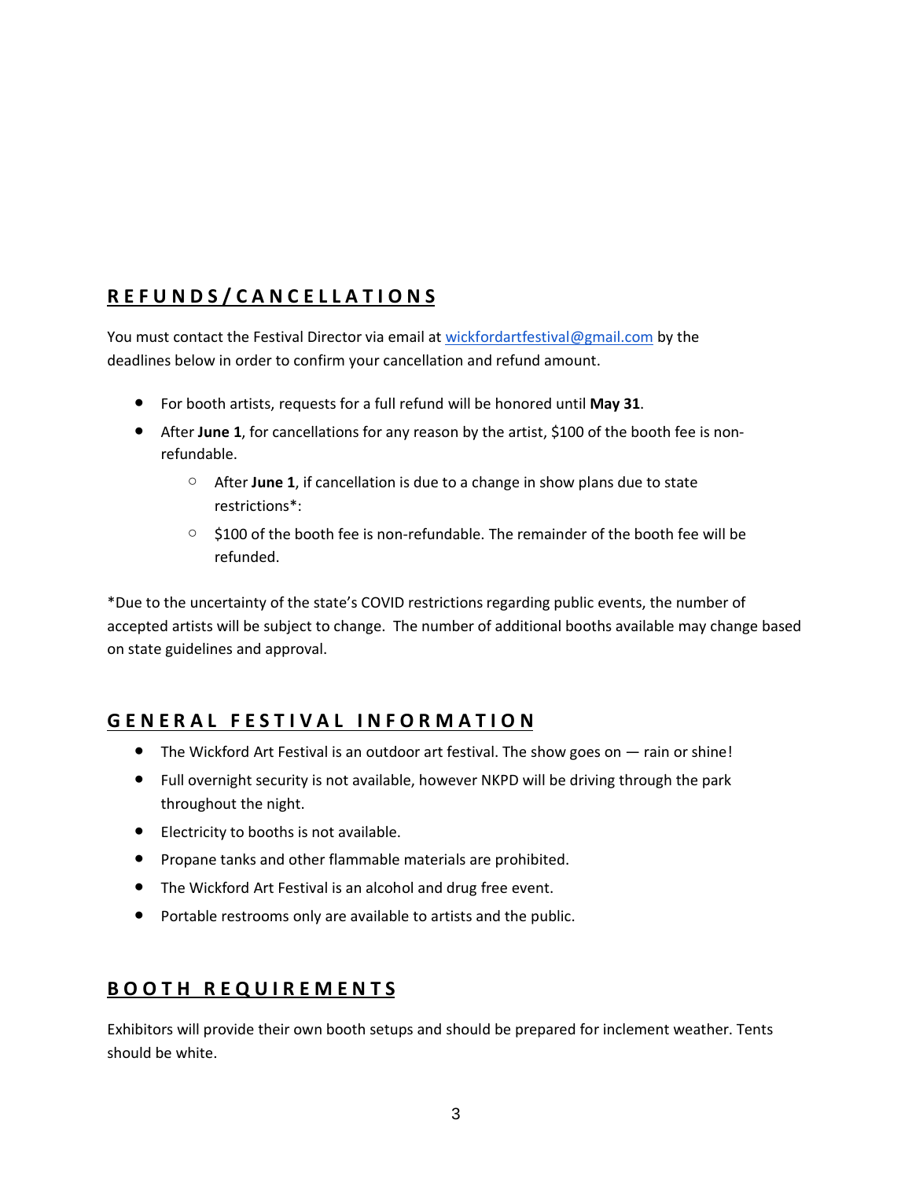## REFUNDS/CANCELLATIONS

You must contact the Festival Director via email at [wickfordartfestival@gmail.com](mailto:wickfordartfestival@gmail.com) by the deadlines below in order to confirm your cancellation and refund amount.

- For booth artists, requests for a full refund will be honored until **May 31**.
- After **June 1**, for cancellations for any reason by the artist, $100 of the booth fee is non-refundable.
  - After **June 1**, if cancellation is due to a change in show plans due to state restrictions*:
  - $100 of the booth fee is non-refundable. The remainder of the booth fee will be refunded.

*Due to the uncertainty of the state's COVID restrictions regarding public events, the number of accepted artists will be subject to change. The number of additional booths available may change based on state guidelines and approval.

## GENERAL FESTIVAL INFORMATION

- The Wickford Art Festival is an outdoor art festival. The show goes on — rain or shine!
- Full overnight security is not available, however NKPD will be driving through the park throughout the night.
- Electricity to booths is not available.
- Propane tanks and other flammable materials are prohibited.
- The Wickford Art Festival is an alcohol and drug free event.
- Portable restrooms only are available to artists and the public.

## BOOTH REQUIREMENTS

Exhibitors will provide their own booth setups and should be prepared for inclement weather. Tents should be white.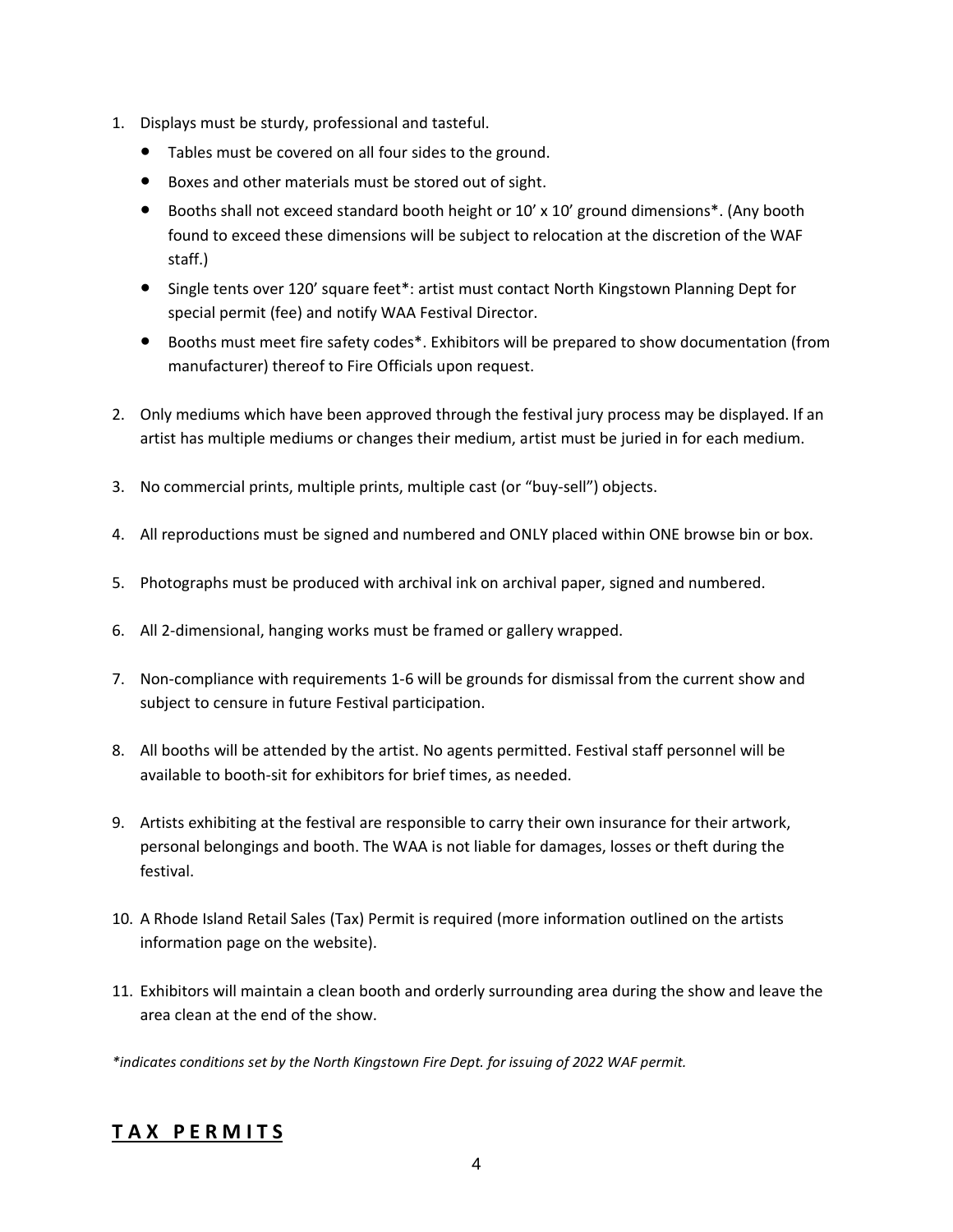1. Displays must be sturdy, professional and tasteful.
    - Tables must be covered on all four sides to the ground.
    - Boxes and other materials must be stored out of sight.
    - Booths shall not exceed standard booth height or 10' x 10' ground dimensions*. (Any booth found to exceed these dimensions will be subject to relocation at the discretion of the WAF staff.)
    - Single tents over 120' square feet*: artist must contact North Kingstown Planning Dept for special permit (fee) and notify WAA Festival Director.
    - Booths must meet fire safety codes*. Exhibitors will be prepared to show documentation (from manufacturer) thereof to Fire Officials upon request.

2. Only mediums which have been approved through the festival jury process may be displayed. If an artist has multiple mediums or changes their medium, artist must be juried in for each medium.

3. No commercial prints, multiple prints, multiple cast (or "buy-sell") objects.

4. All reproductions must be signed and numbered and ONLY placed within ONE browse bin or box.

5. Photographs must be produced with archival ink on archival paper, signed and numbered.

6. All 2-dimensional, hanging works must be framed or gallery wrapped.

7. Non-compliance with requirements 1-6 will be grounds for dismissal from the current show and subject to censure in future Festival participation.

8. All booths will be attended by the artist. No agents permitted. Festival staff personnel will be available to booth-sit for exhibitors for brief times, as needed.

9. Artists exhibiting at the festival are responsible to carry their own insurance for their artwork, personal belongings and booth. The WAA is not liable for damages, losses or theft during the festival.

10. A Rhode Island Retail Sales (Tax) Permit is required (more information outlined on the artists information page on the website).

11. Exhibitors will maintain a clean booth and orderly surrounding area during the show and leave the area clean at the end of the show.

*\*indicates conditions set by the North Kingstown Fire Dept. for issuing of 2022 WAF permit.*

## **TAX PERMITS**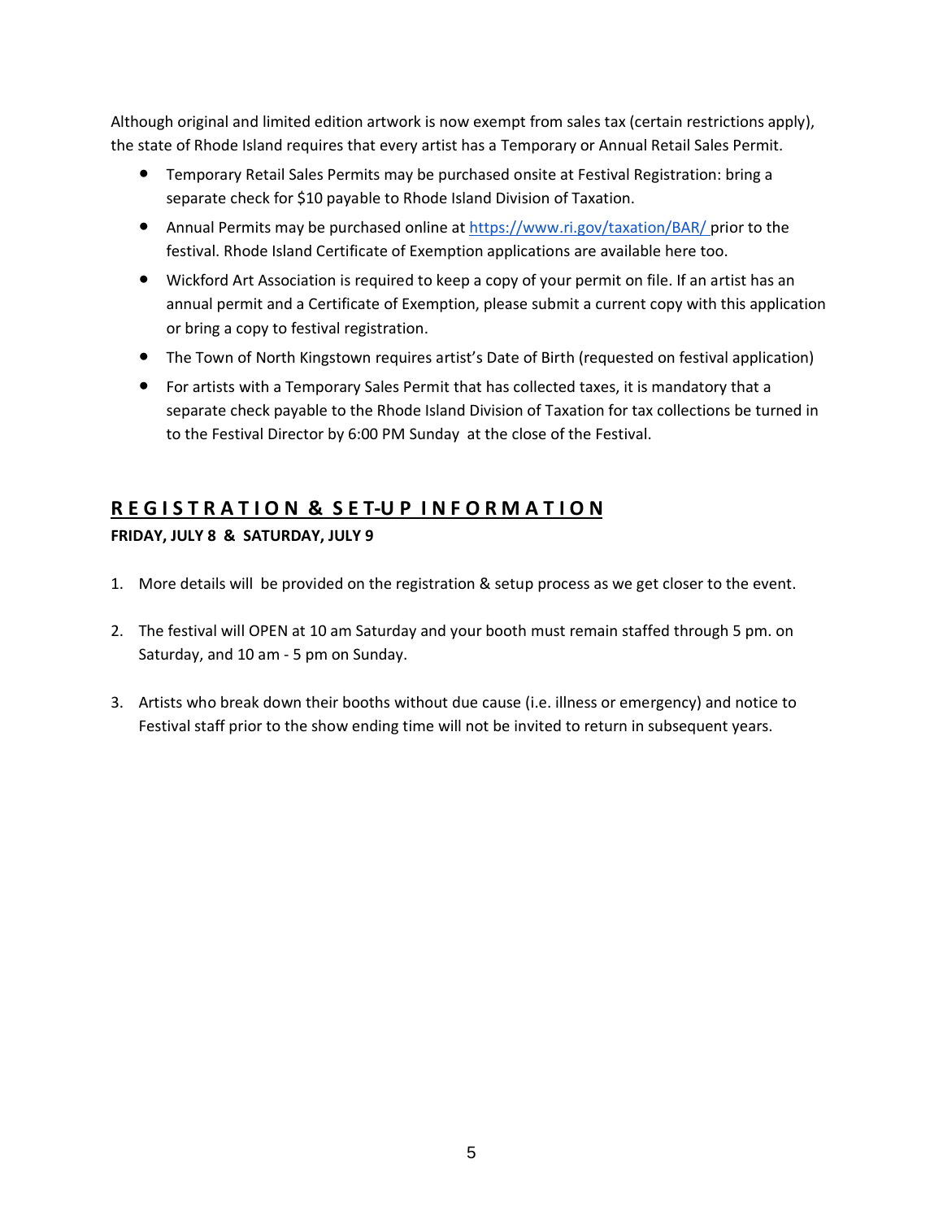Although original and limited edition artwork is now exempt from sales tax (certain restrictions apply), the state of Rhode Island requires that every artist has a Temporary or Annual Retail Sales Permit.

- Temporary Retail Sales Permits may be purchased onsite at Festival Registration: bring a separate check for $10 payable to Rhode Island Division of Taxation.
- Annual Permits may be purchased online at https://www.ri.gov/taxation/BAR/ prior to the festival. Rhode Island Certificate of Exemption applications are available here too.
- Wickford Art Association is required to keep a copy of your permit on file. If an artist has an annual permit and a Certificate of Exemption, please submit a current copy with this application or bring a copy to festival registration.
- The Town of North Kingstown requires artist's Date of Birth (requested on festival application)
- For artists with a Temporary Sales Permit that has collected taxes, it is mandatory that a separate check payable to the Rhode Island Division of Taxation for tax collections be turned in to the Festival Director by 6:00 PM Sunday at the close of the Festival.

## REGISTRATION & SET-UP INFORMATION

**FRIDAY, JULY 8 & SATURDAY, JULY 9**

1. More details will be provided on the registration & setup process as we get closer to the event.

2. The festival will OPEN at 10 am Saturday and your booth must remain staffed through 5 pm. on Saturday, and 10 am - 5 pm on Sunday.

3. Artists who break down their booths without due cause (i.e. illness or emergency) and notice to Festival staff prior to the show ending time will not be invited to return in subsequent years.